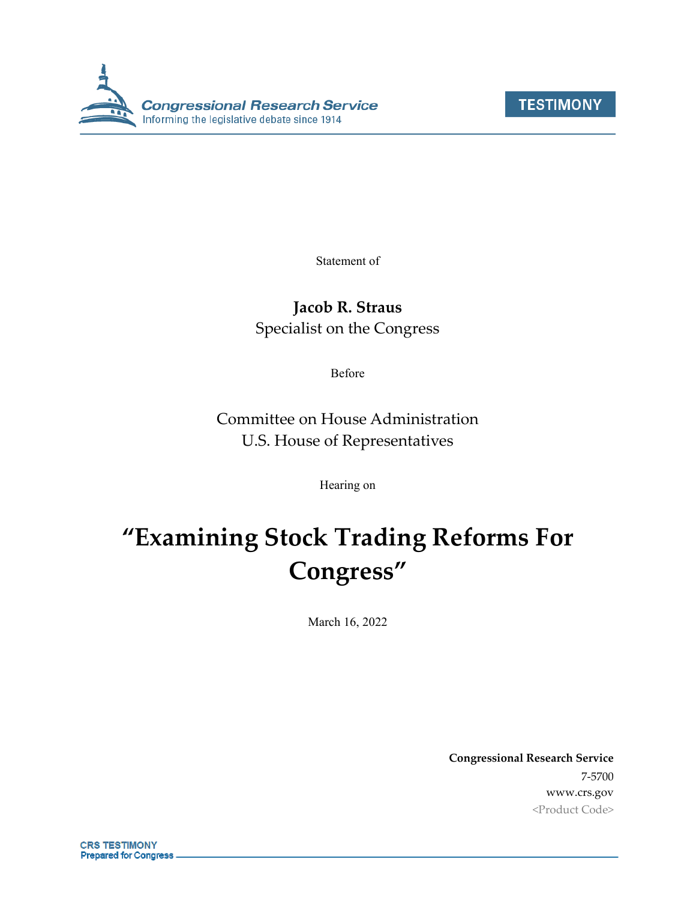Congressional Research Service
Informing the legislative debate since 1914

TESTIMONY

Statement of

**Jacob R. Straus**
Specialist on the Congress

Before

Committee on House Administration
U.S. House of Representatives

Hearing on

# "Examining Stock Trading Reforms For Congress"

March 16, 2022

**Congressional Research Service**
7-5700
www.crs.gov
<Product Code>

CRS TESTIMONY
Prepared for Congress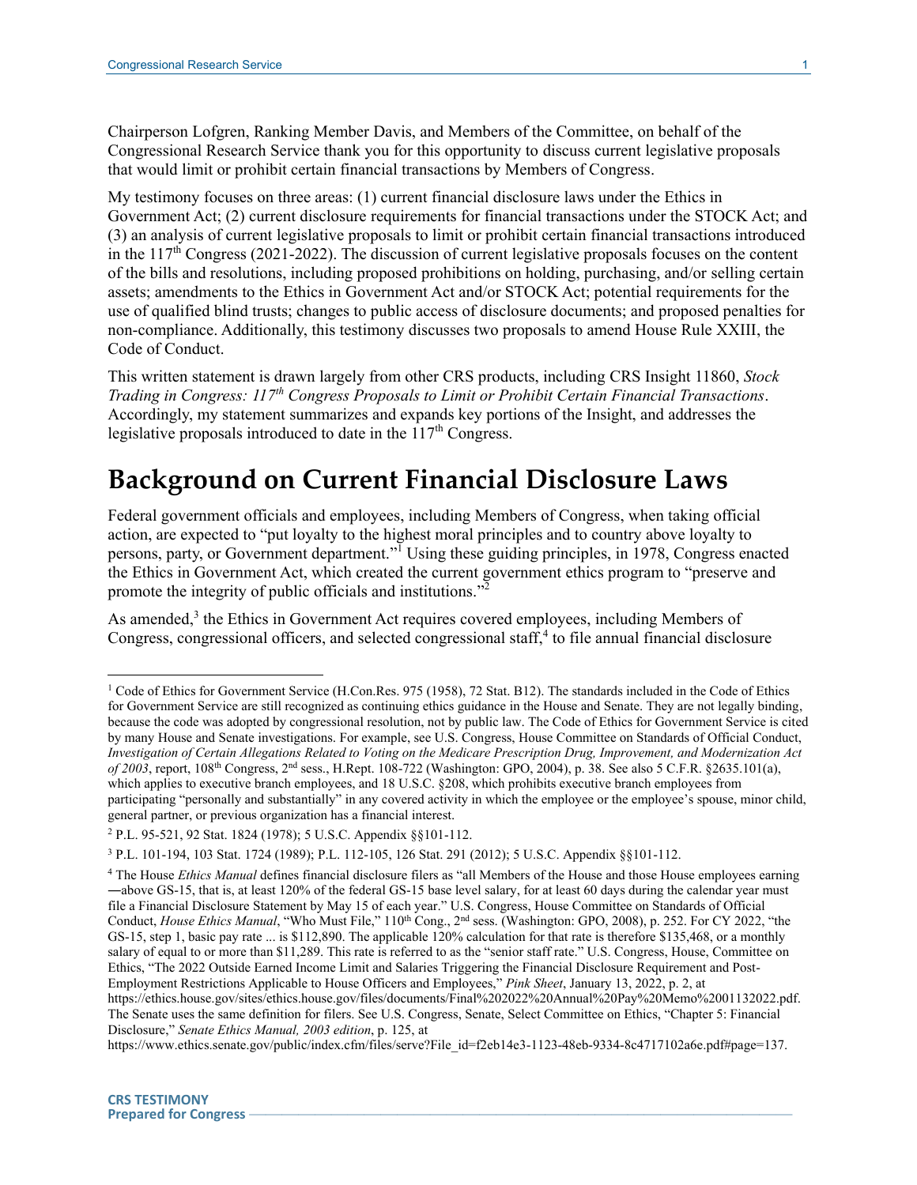Chairperson Lofgren, Ranking Member Davis, and Members of the Committee, on behalf of the Congressional Research Service thank you for this opportunity to discuss current legislative proposals that would limit or prohibit certain financial transactions by Members of Congress.

My testimony focuses on three areas: (1) current financial disclosure laws under the Ethics in Government Act; (2) current disclosure requirements for financial transactions under the STOCK Act; and (3) an analysis of current legislative proposals to limit or prohibit certain financial transactions introduced in the 117th Congress (2021-2022). The discussion of current legislative proposals focuses on the content of the bills and resolutions, including proposed prohibitions on holding, purchasing, and/or selling certain assets; amendments to the Ethics in Government Act and/or STOCK Act; potential requirements for the use of qualified blind trusts; changes to public access of disclosure documents; and proposed penalties for non-compliance. Additionally, this testimony discusses two proposals to amend House Rule XXIII, the Code of Conduct.

This written statement is drawn largely from other CRS products, including CRS Insight 11860, *Stock Trading in Congress: 117th Congress Proposals to Limit or Prohibit Certain Financial Transactions*. Accordingly, my statement summarizes and expands key portions of the Insight, and addresses the legislative proposals introduced to date in the 117th Congress.

# Background on Current Financial Disclosure Laws

Federal government officials and employees, including Members of Congress, when taking official action, are expected to "put loyalty to the highest moral principles and to country above loyalty to persons, party, or Government department."[1] Using these guiding principles, in 1978, Congress enacted the Ethics in Government Act, which created the current government ethics program to "preserve and promote the integrity of public officials and institutions."[2]

As amended,[3] the Ethics in Government Act requires covered employees, including Members of Congress, congressional officers, and selected congressional staff,[4] to file annual financial disclosure

---

[1] Code of Ethics for Government Service (H.Con.Res. 975 (1958), 72 Stat. B12). The standards included in the Code of Ethics for Government Service are still recognized as continuing ethics guidance in the House and Senate. They are not legally binding, because the code was adopted by congressional resolution, not by public law. The Code of Ethics for Government Service is cited by many House and Senate investigations. For example, see U.S. Congress, House Committee on Standards of Official Conduct, *Investigation of Certain Allegations Related to Voting on the Medicare Prescription Drug, Improvement, and Modernization Act of 2003*, report, 108th Congress, 2nd sess., H.Rept. 108-722 (Washington: GPO, 2004), p. 38. See also 5 C.F.R. §2635.101(a), which applies to executive branch employees, and 18 U.S.C. §208, which prohibits executive branch employees from participating "personally and substantially" in any covered activity in which the employee or the employee's spouse, minor child, general partner, or previous organization has a financial interest.

[2] P.L. 95-521, 92 Stat. 1824 (1978); 5 U.S.C. Appendix §§101-112.

[3] P.L. 101-194, 103 Stat. 1724 (1989); P.L. 112-105, 126 Stat. 291 (2012); 5 U.S.C. Appendix §§101-112.

[4] The House *Ethics Manual* defines financial disclosure filers as "all Members of the House and those House employees earning ―above GS-15, that is, at least 120% of the federal GS-15 base level salary, for at least 60 days during the calendar year must file a Financial Disclosure Statement by May 15 of each year." U.S. Congress, House Committee on Standards of Official Conduct, *House Ethics Manual*, "Who Must File," 110th Cong., 2nd sess. (Washington: GPO, 2008), p. 252. For CY 2022, "the GS-15, step 1, basic pay rate ... is $112,890. The applicable 120% calculation for that rate is therefore $135,468, or a monthly salary of equal to or more than $11,289. This rate is referred to as the "senior staff rate." U.S. Congress, House, Committee on Ethics, "The 2022 Outside Earned Income Limit and Salaries Triggering the Financial Disclosure Requirement and Post-Employment Restrictions Applicable to House Officers and Employees," *Pink Sheet*, January 13, 2022, p. 2, at https://ethics.house.gov/sites/ethics.house.gov/files/documents/Final%202022%20Annual%20Pay%20Memo%2001132022.pdf. The Senate uses the same definition for filers. See U.S. Congress, Senate, Select Committee on Ethics, "Chapter 5: Financial Disclosure," *Senate Ethics Manual, 2003 edition*, p. 125, at https://www.ethics.senate.gov/public/index.cfm/files/serve?File_id=f2eb14e3-1123-48eb-9334-8c4717102a6e.pdf#page=137.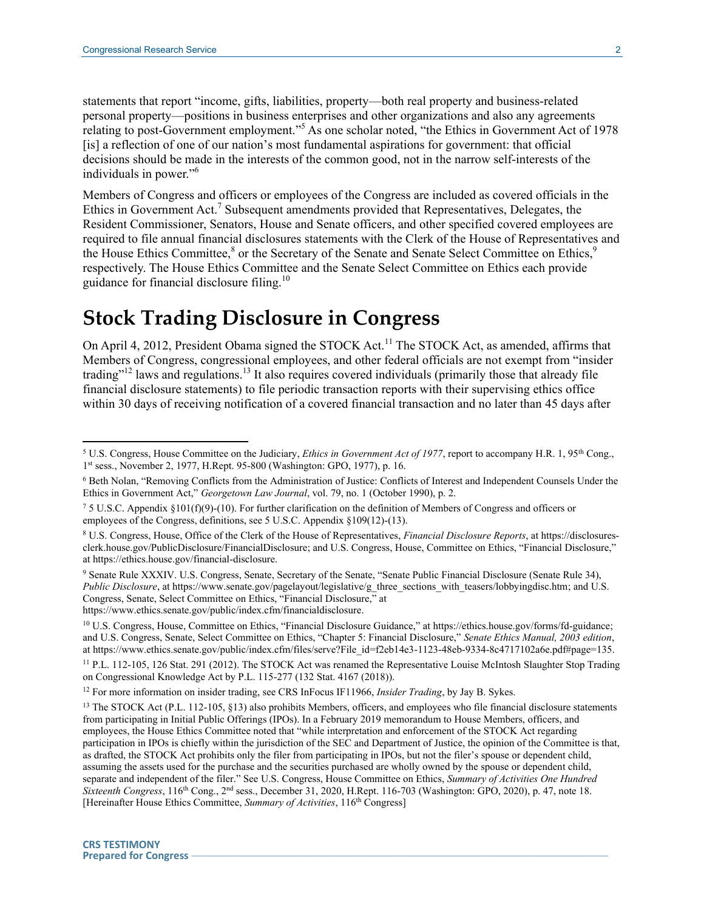statements that report "income, gifts, liabilities, property—both real property and business-related personal property—positions in business enterprises and other organizations and also any agreements relating to post-Government employment."[5] As one scholar noted, "the Ethics in Government Act of 1978 [is] a reflection of one of our nation's most fundamental aspirations for government: that official decisions should be made in the interests of the common good, not in the narrow self-interests of the individuals in power."[6]

Members of Congress and officers or employees of the Congress are included as covered officials in the Ethics in Government Act.[7] Subsequent amendments provided that Representatives, Delegates, the Resident Commissioner, Senators, House and Senate officers, and other specified covered employees are required to file annual financial disclosures statements with the Clerk of the House of Representatives and the House Ethics Committee,[8] or the Secretary of the Senate and Senate Select Committee on Ethics,[9] respectively. The House Ethics Committee and the Senate Select Committee on Ethics each provide guidance for financial disclosure filing.[10]

## Stock Trading Disclosure in Congress

On April 4, 2012, President Obama signed the STOCK Act.[11] The STOCK Act, as amended, affirms that Members of Congress, congressional employees, and other federal officials are not exempt from "insider trading"[12] laws and regulations.[13] It also requires covered individuals (primarily those that already file financial disclosure statements) to file periodic transaction reports with their supervising ethics office within 30 days of receiving notification of a covered financial transaction and no later than 45 days after

---

[5] U.S. Congress, House Committee on the Judiciary, *Ethics in Government Act of 1977*, report to accompany H.R. 1, 95th Cong., 1st sess., November 2, 1977, H.Rept. 95-800 (Washington: GPO, 1977), p. 16.

[6] Beth Nolan, "Removing Conflicts from the Administration of Justice: Conflicts of Interest and Independent Counsels Under the Ethics in Government Act," *Georgetown Law Journal*, vol. 79, no. 1 (October 1990), p. 2.

[7] 5 U.S.C. Appendix §101(f)(9)-(10). For further clarification on the definition of Members of Congress and officers or employees of the Congress, definitions, see 5 U.S.C. Appendix §109(12)-(13).

[8] U.S. Congress, House, Office of the Clerk of the House of Representatives, *Financial Disclosure Reports*, at https://disclosures-clerk.house.gov/PublicDisclosure/FinancialDisclosure; and U.S. Congress, House, Committee on Ethics, "Financial Disclosure," at https://ethics.house.gov/financial-disclosure.

[9] Senate Rule XXXIV. U.S. Congress, Senate, Secretary of the Senate, "Senate Public Financial Disclosure (Senate Rule 34), *Public Disclosure*, at https://www.senate.gov/pagelayout/legislative/g_three_sections_with_teasers/lobbyingdisc.htm; and U.S. Congress, Senate, Select Committee on Ethics, "Financial Disclosure," at https://www.ethics.senate.gov/public/index.cfm/financialdisclosure.

[10] U.S. Congress, House, Committee on Ethics, "Financial Disclosure Guidance," at https://ethics.house.gov/forms/fd-guidance; and U.S. Congress, Senate, Select Committee on Ethics, "Chapter 5: Financial Disclosure," *Senate Ethics Manual, 2003 edition*, at https://www.ethics.senate.gov/public/index.cfm/files/serve?File_id=f2eb14e3-1123-48eb-9334-8c4717102a6e.pdf#page=135.

[11] P.L. 112-105, 126 Stat. 291 (2012). The STOCK Act was renamed the Representative Louise McIntosh Slaughter Stop Trading on Congressional Knowledge Act by P.L. 115-277 (132 Stat. 4167 (2018)).

[12] For more information on insider trading, see CRS InFocus IF11966, *Insider Trading*, by Jay B. Sykes.

[13] The STOCK Act (P.L. 112-105, §13) also prohibits Members, officers, and employees who file financial disclosure statements from participating in Initial Public Offerings (IPOs). In a February 2019 memorandum to House Members, officers, and employees, the House Ethics Committee noted that "while interpretation and enforcement of the STOCK Act regarding participation in IPOs is chiefly within the jurisdiction of the SEC and Department of Justice, the opinion of the Committee is that, as drafted, the STOCK Act prohibits only the filer from participating in IPOs, but not the filer's spouse or dependent child, assuming the assets used for the purchase and the securities purchased are wholly owned by the spouse or dependent child, separate and independent of the filer." See U.S. Congress, House Committee on Ethics, *Summary of Activities One Hundred Sixteenth Congress*, 116th Cong., 2nd sess., December 31, 2020, H.Rept. 116-703 (Washington: GPO, 2020), p. 47, note 18. [Hereinafter House Ethics Committee, *Summary of Activities*, 116th Congress]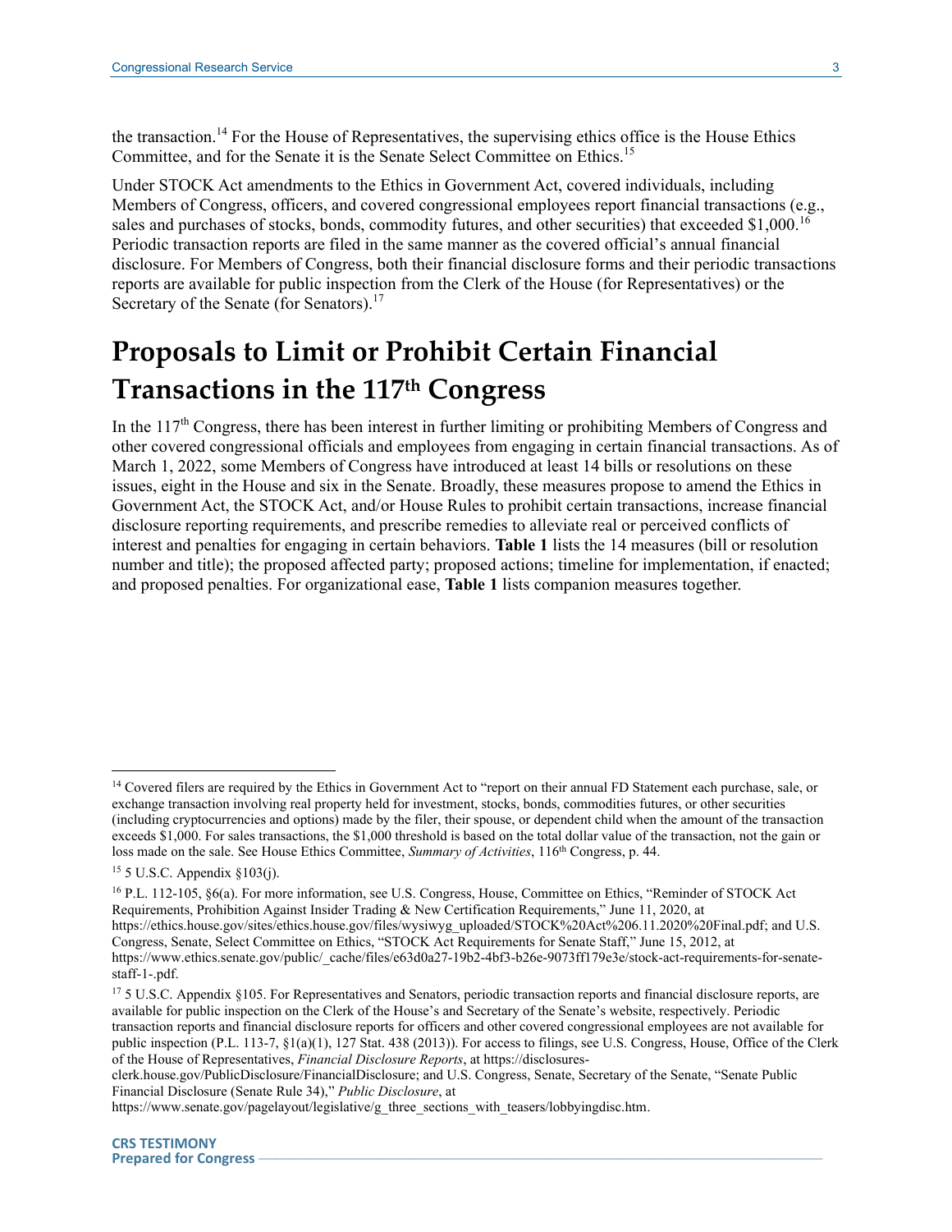the transaction.[14] For the House of Representatives, the supervising ethics office is the House Ethics Committee, and for the Senate it is the Senate Select Committee on Ethics.[15]

Under STOCK Act amendments to the Ethics in Government Act, covered individuals, including Members of Congress, officers, and covered congressional employees report financial transactions (e.g., sales and purchases of stocks, bonds, commodity futures, and other securities) that exceeded $1,000.[16] Periodic transaction reports are filed in the same manner as the covered official's annual financial disclosure. For Members of Congress, both their financial disclosure forms and their periodic transactions reports are available for public inspection from the Clerk of the House (for Representatives) or the Secretary of the Senate (for Senators).[17]

# Proposals to Limit or Prohibit Certain Financial Transactions in the 117th Congress

In the 117th Congress, there has been interest in further limiting or prohibiting Members of Congress and other covered congressional officials and employees from engaging in certain financial transactions. As of March 1, 2022, some Members of Congress have introduced at least 14 bills or resolutions on these issues, eight in the House and six in the Senate. Broadly, these measures propose to amend the Ethics in Government Act, the STOCK Act, and/or House Rules to prohibit certain transactions, increase financial disclosure reporting requirements, and prescribe remedies to alleviate real or perceived conflicts of interest and penalties for engaging in certain behaviors. **Table 1** lists the 14 measures (bill or resolution number and title); the proposed affected party; proposed actions; timeline for implementation, if enacted; and proposed penalties. For organizational ease, **Table 1** lists companion measures together.

---

[14] Covered filers are required by the Ethics in Government Act to "report on their annual FD Statement each purchase, sale, or exchange transaction involving real property held for investment, stocks, bonds, commodities futures, or other securities (including cryptocurrencies and options) made by the filer, their spouse, or dependent child when the amount of the transaction exceeds $1,000. For sales transactions, the $1,000 threshold is based on the total dollar value of the transaction, not the gain or loss made on the sale. See House Ethics Committee, *Summary of Activities*, 116th Congress, p. 44.

[15] 5 U.S.C. Appendix §103(j).

[16] P.L. 112-105, §6(a). For more information, see U.S. Congress, House, Committee on Ethics, "Reminder of STOCK Act Requirements, Prohibition Against Insider Trading & New Certification Requirements," June 11, 2020, at https://ethics.house.gov/sites/ethics.house.gov/files/wysiwyg_uploaded/STOCK%20Act%206.11.2020%20Final.pdf; and U.S. Congress, Senate, Select Committee on Ethics, "STOCK Act Requirements for Senate Staff," June 15, 2012, at https://www.ethics.senate.gov/public/_cache/files/e63d0a27-19b2-4bf3-b26e-9073ff179e3e/stock-act-requirements-for-senate-staff-1-.pdf.

[17] 5 U.S.C. Appendix §105. For Representatives and Senators, periodic transaction reports and financial disclosure reports, are available for public inspection on the Clerk of the House's and Secretary of the Senate's website, respectively. Periodic transaction reports and financial disclosure reports for officers and other covered congressional employees are not available for public inspection (P.L. 113-7, §1(a)(1), 127 Stat. 438 (2013)). For access to filings, see U.S. Congress, House, Office of the Clerk of the House of Representatives, *Financial Disclosure Reports*, at https://disclosures-clerk.house.gov/PublicDisclosure/FinancialDisclosure; and U.S. Congress, Senate, Secretary of the Senate, "Senate Public Financial Disclosure (Senate Rule 34)," *Public Disclosure*, at https://www.senate.gov/pagelayout/legislative/g_three_sections_with_teasers/lobbyingdisc.htm.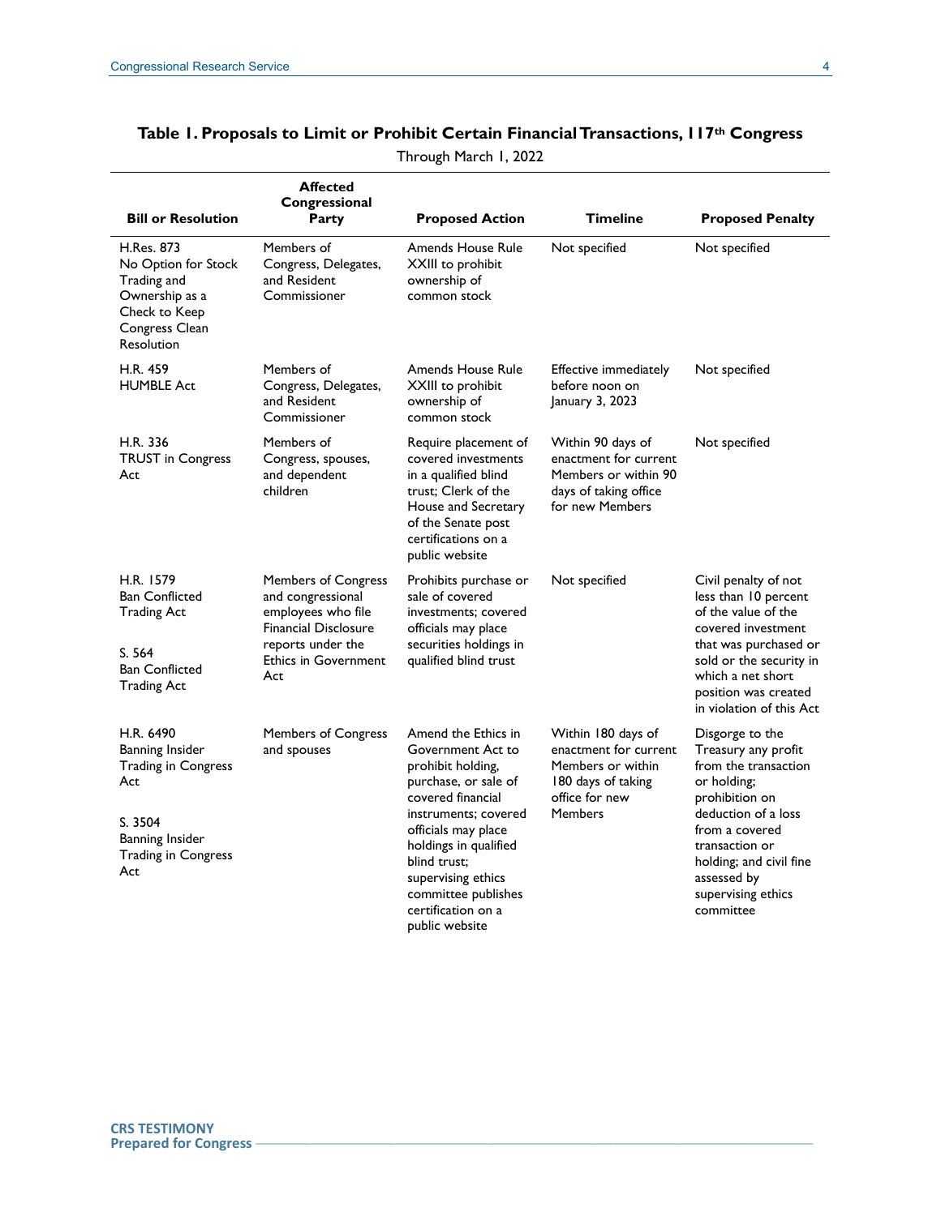**Table 1. Proposals to Limit or Prohibit Certain Financial Transactions, 117th Congress**

Through March 1, 2022

| Bill or Resolution | Affected Congressional Party | Proposed Action | Timeline | Proposed Penalty |
|---|---|---|---|---|
| H.Res. 873 No Option for Stock Trading and Ownership as a Check to Keep Congress Clean Resolution | Members of Congress, Delegates, and Resident Commissioner | Amends House Rule XXIII to prohibit ownership of common stock | Not specified | Not specified |
| H.R. 459 HUMBLE Act | Members of Congress, Delegates, and Resident Commissioner | Amends House Rule XXIII to prohibit ownership of common stock | Effective immediately before noon on January 3, 2023 | Not specified |
| H.R. 336 TRUST in Congress Act | Members of Congress, spouses, and dependent children | Require placement of covered investments in a qualified blind trust; Clerk of the House and Secretary of the Senate post certifications on a public website | Within 90 days of enactment for current Members or within 90 days of taking office for new Members | Not specified |
| H.R. 1579 Ban Conflicted Trading Act<br><br>S. 564 Ban Conflicted Trading Act | Members of Congress and congressional employees who file Financial Disclosure reports under the Ethics in Government Act | Prohibits purchase or sale of covered investments; covered officials may place securities holdings in qualified blind trust | Not specified | Civil penalty of not less than 10 percent of the value of the covered investment that was purchased or sold or the security in which a net short position was created in violation of this Act |
| H.R. 6490 Banning Insider Trading in Congress Act<br><br>S. 3504 Banning Insider Trading in Congress Act | Members of Congress and spouses | Amend the Ethics in Government Act to prohibit holding, purchase, or sale of covered financial instruments; covered officials may place holdings in qualified blind trust; supervising ethics committee publishes certification on a public website | Within 180 days of enactment for current Members or within 180 days of taking office for new Members | Disgorge to the Treasury any profit from the transaction or holding; prohibition on deduction of a loss from a covered transaction or holding; and civil fine assessed by supervising ethics committee |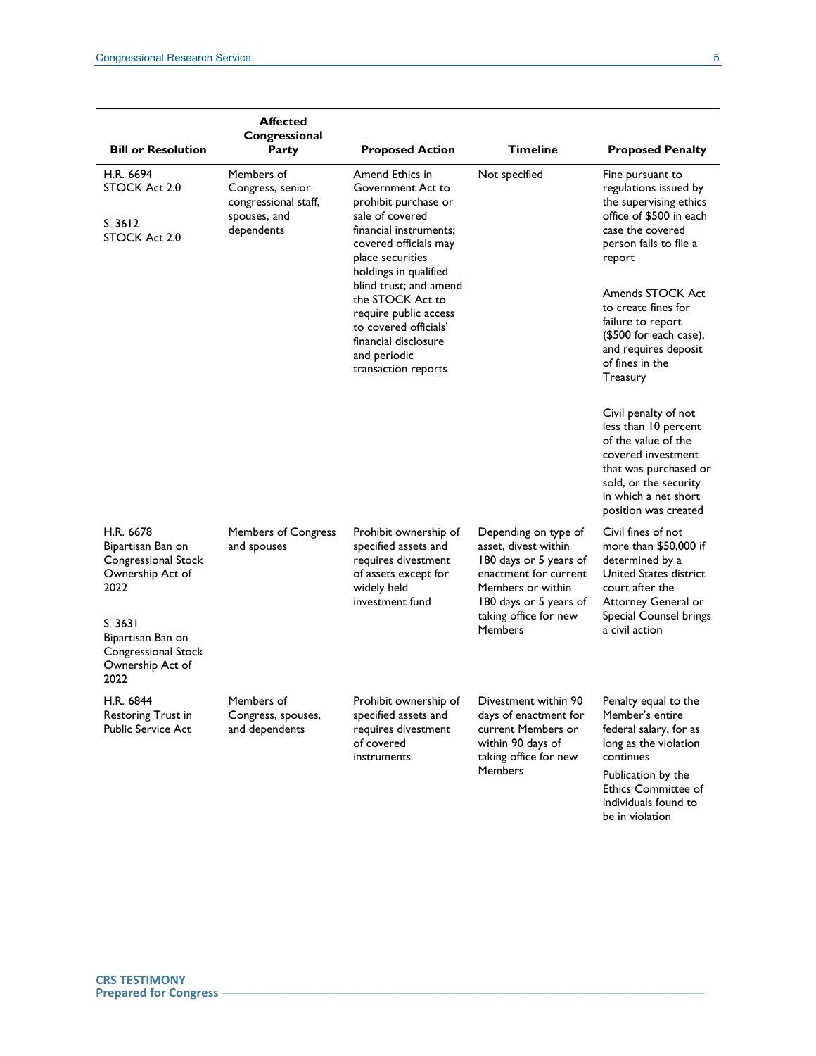| Bill or Resolution | Affected Congressional Party | Proposed Action | Timeline | Proposed Penalty |
|---|---|---|---|---|
| H.R. 6694 STOCK Act 2.0<br><br>S. 3612 STOCK Act 2.0 | Members of Congress, senior congressional staff, spouses, and dependents | Amend Ethics in Government Act to prohibit purchase or sale of covered financial instruments; covered officials may place securities holdings in qualified blind trust; and amend the STOCK Act to require public access to covered officials' financial disclosure and periodic transaction reports | Not specified | Fine pursuant to regulations issued by the supervising ethics office of $500 in each case the covered person fails to file a report<br><br>Amends STOCK Act to create fines for failure to report ($500 for each case), and requires deposit of fines in the Treasury<br><br>Civil penalty of not less than 10 percent of the value of the covered investment that was purchased or sold, or the security in which a net short position was created |
| H.R. 6678 Bipartisan Ban on Congressional Stock Ownership Act of 2022<br><br>S. 3631 Bipartisan Ban on Congressional Stock Ownership Act of 2022 | Members of Congress and spouses | Prohibit ownership of specified assets and requires divestment of assets except for widely held investment fund | Depending on type of asset, divest within 180 days or 5 years of enactment for current Members or within 180 days or 5 years of taking office for new Members | Civil fines of not more than $50,000 if determined by a United States district court after the Attorney General or Special Counsel brings a civil action |
| H.R. 6844 Restoring Trust in Public Service Act | Members of Congress, spouses, and dependents | Prohibit ownership of specified assets and requires divestment of covered instruments | Divestment within 90 days of enactment for current Members or within 90 days of taking office for new Members | Penalty equal to the Member's entire federal salary, for as long as the violation continues<br><br>Publication by the Ethics Committee of individuals found to be in violation |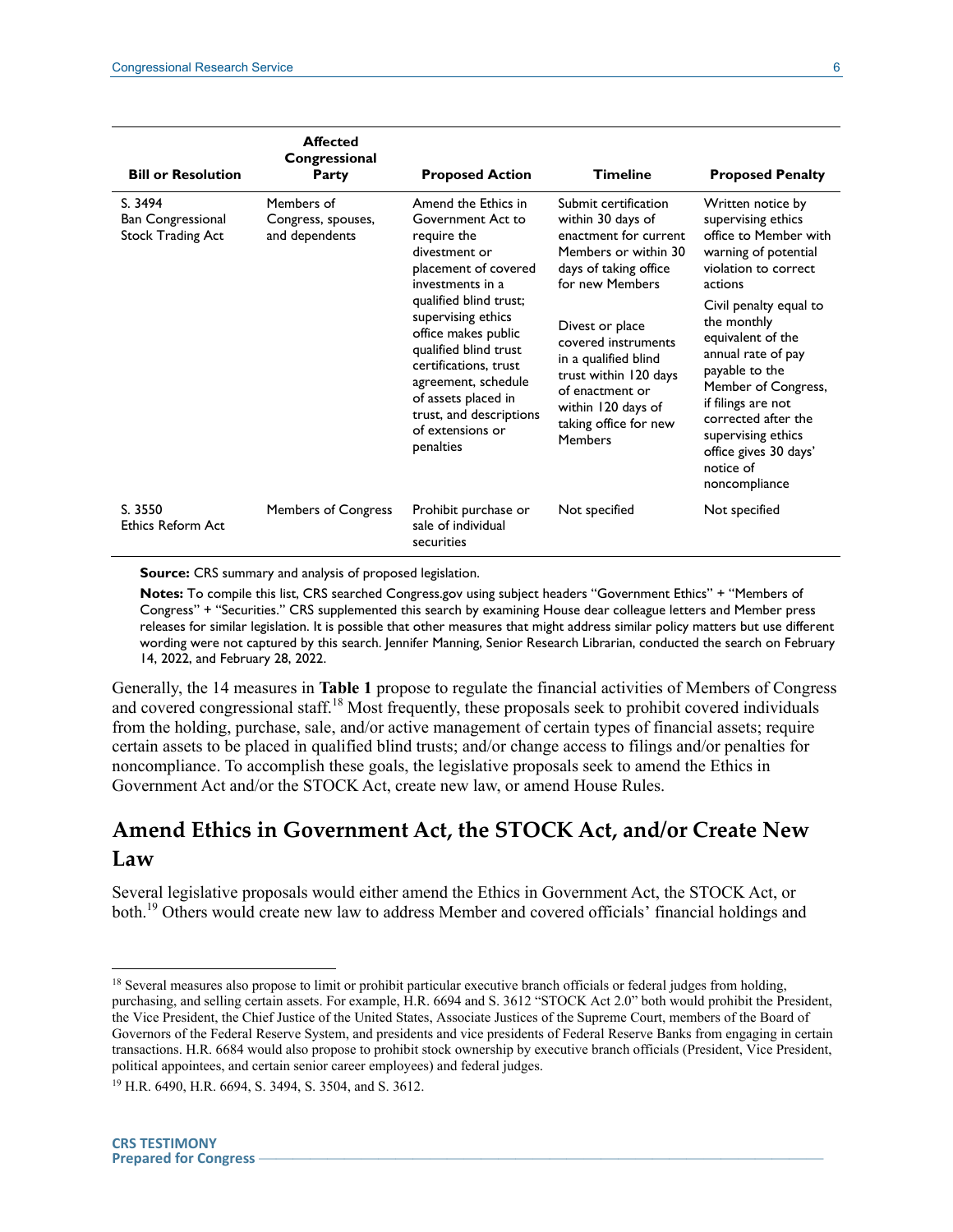| Bill or Resolution | Affected Congressional Party | Proposed Action | Timeline | Proposed Penalty |
|---|---|---|---|---|
| S. 3494 Ban Congressional Stock Trading Act | Members of Congress, spouses, and dependents | Amend the Ethics in Government Act to require the divestment or placement of covered investments in a qualified blind trust; supervising ethics office makes public qualified blind trust certifications, trust agreement, schedule of assets placed in trust, and descriptions of extensions or penalties | Submit certification within 30 days of enactment for current Members or within 30 days of taking office for new Members<br><br>Divest or place covered instruments in a qualified blind trust within 120 days of enactment or within 120 days of taking office for new Members | Written notice by supervising ethics office to Member with warning of potential violation to correct actions<br><br>Civil penalty equal to the monthly equivalent of the annual rate of pay payable to the Member of Congress, if filings are not corrected after the supervising ethics office gives 30 days' notice of noncompliance |
| S. 3550 Ethics Reform Act | Members of Congress | Prohibit purchase or sale of individual securities | Not specified | Not specified |

**Source:** CRS summary and analysis of proposed legislation.

**Notes:** To compile this list, CRS searched Congress.gov using subject headers "Government Ethics" + "Members of Congress" + "Securities." CRS supplemented this search by examining House dear colleague letters and Member press releases for similar legislation. It is possible that other measures that might address similar policy matters but use different wording were not captured by this search. Jennifer Manning, Senior Research Librarian, conducted the search on February 14, 2022, and February 28, 2022.

Generally, the 14 measures in **Table 1** propose to regulate the financial activities of Members of Congress and covered congressional staff.[18] Most frequently, these proposals seek to prohibit covered individuals from the holding, purchase, sale, and/or active management of certain types of financial assets; require certain assets to be placed in qualified blind trusts; and/or change access to filings and/or penalties for noncompliance. To accomplish these goals, the legislative proposals seek to amend the Ethics in Government Act and/or the STOCK Act, create new law, or amend House Rules.

## Amend Ethics in Government Act, the STOCK Act, and/or Create New Law

Several legislative proposals would either amend the Ethics in Government Act, the STOCK Act, or both.[19] Others would create new law to address Member and covered officials' financial holdings and

[18] Several measures also propose to limit or prohibit particular executive branch officials or federal judges from holding, purchasing, and selling certain assets. For example, H.R. 6694 and S. 3612 "STOCK Act 2.0" both would prohibit the President, the Vice President, the Chief Justice of the United States, Associate Justices of the Supreme Court, members of the Board of Governors of the Federal Reserve System, and presidents and vice presidents of Federal Reserve Banks from engaging in certain transactions. H.R. 6684 would also propose to prohibit stock ownership by executive branch officials (President, Vice President, political appointees, and certain senior career employees) and federal judges.

[19] H.R. 6490, H.R. 6694, S. 3494, S. 3504, and S. 3612.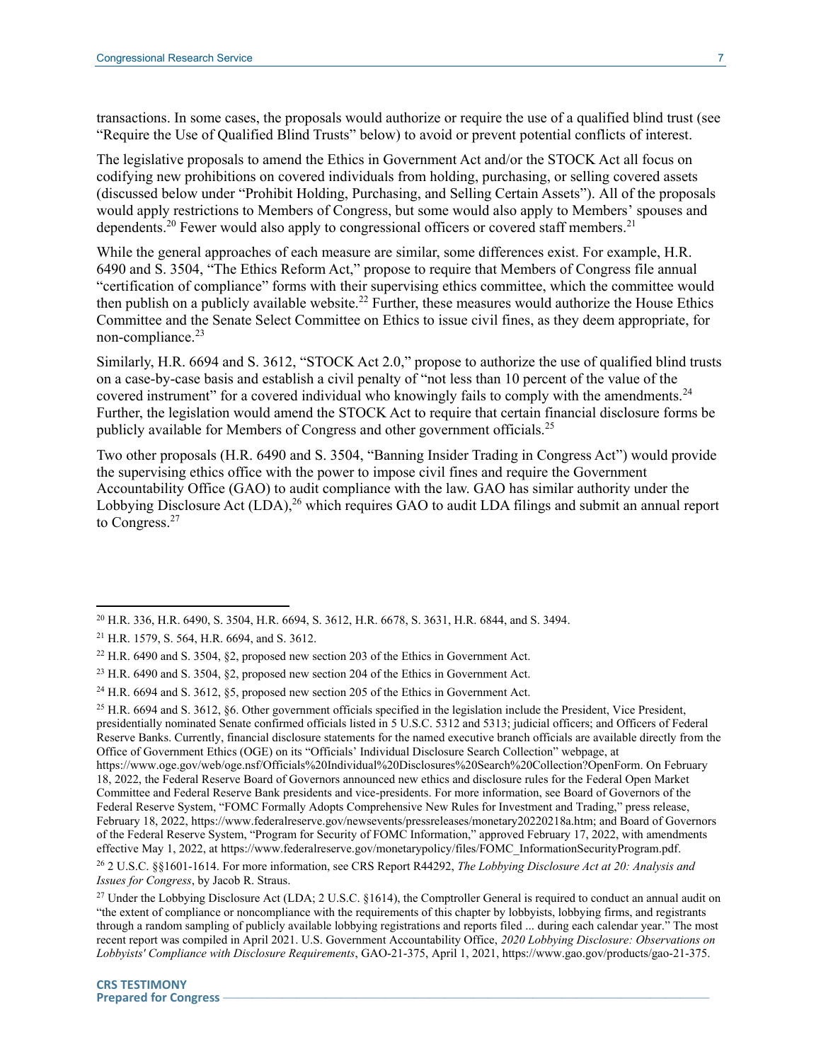transactions. In some cases, the proposals would authorize or require the use of a qualified blind trust (see "Require the Use of Qualified Blind Trusts" below) to avoid or prevent potential conflicts of interest.

The legislative proposals to amend the Ethics in Government Act and/or the STOCK Act all focus on codifying new prohibitions on covered individuals from holding, purchasing, or selling covered assets (discussed below under "Prohibit Holding, Purchasing, and Selling Certain Assets"). All of the proposals would apply restrictions to Members of Congress, but some would also apply to Members' spouses and dependents.[20] Fewer would also apply to congressional officers or covered staff members.[21]

While the general approaches of each measure are similar, some differences exist. For example, H.R. 6490 and S. 3504, "The Ethics Reform Act," propose to require that Members of Congress file annual "certification of compliance" forms with their supervising ethics committee, which the committee would then publish on a publicly available website.[22] Further, these measures would authorize the House Ethics Committee and the Senate Select Committee on Ethics to issue civil fines, as they deem appropriate, for non-compliance.[23]

Similarly, H.R. 6694 and S. 3612, "STOCK Act 2.0," propose to authorize the use of qualified blind trusts on a case-by-case basis and establish a civil penalty of "not less than 10 percent of the value of the covered instrument" for a covered individual who knowingly fails to comply with the amendments.[24] Further, the legislation would amend the STOCK Act to require that certain financial disclosure forms be publicly available for Members of Congress and other government officials.[25]

Two other proposals (H.R. 6490 and S. 3504, "Banning Insider Trading in Congress Act") would provide the supervising ethics office with the power to impose civil fines and require the Government Accountability Office (GAO) to audit compliance with the law. GAO has similar authority under the Lobbying Disclosure Act (LDA),[26] which requires GAO to audit LDA filings and submit an annual report to Congress.[27]

---

[20] H.R. 336, H.R. 6490, S. 3504, H.R. 6694, S. 3612, H.R. 6678, S. 3631, H.R. 6844, and S. 3494.

[21] H.R. 1579, S. 564, H.R. 6694, and S. 3612.

[22] H.R. 6490 and S. 3504, §2, proposed new section 203 of the Ethics in Government Act.

[23] H.R. 6490 and S. 3504, §2, proposed new section 204 of the Ethics in Government Act.

[24] H.R. 6694 and S. 3612, §5, proposed new section 205 of the Ethics in Government Act.

[25] H.R. 6694 and S. 3612, §6. Other government officials specified in the legislation include the President, Vice President, presidentially nominated Senate confirmed officials listed in 5 U.S.C. 5312 and 5313; judicial officers; and Officers of Federal Reserve Banks. Currently, financial disclosure statements for the named executive branch officials are available directly from the Office of Government Ethics (OGE) on its "Officials' Individual Disclosure Search Collection" webpage, at https://www.oge.gov/web/oge.nsf/Officials%20Individual%20Disclosures%20Search%20Collection?OpenForm. On February 18, 2022, the Federal Reserve Board of Governors announced new ethics and disclosure rules for the Federal Open Market Committee and Federal Reserve Bank presidents and vice-presidents. For more information, see Board of Governors of the Federal Reserve System, "FOMC Formally Adopts Comprehensive New Rules for Investment and Trading," press release, February 18, 2022, https://www.federalreserve.gov/newsevents/pressreleases/monetary20220218a.htm; and Board of Governors of the Federal Reserve System, "Program for Security of FOMC Information," approved February 17, 2022, with amendments effective May 1, 2022, at https://www.federalreserve.gov/monetarypolicy/files/FOMC_InformationSecurityProgram.pdf.

[26] 2 U.S.C. §§1601-1614. For more information, see CRS Report R44292, *The Lobbying Disclosure Act at 20: Analysis and Issues for Congress*, by Jacob R. Straus.

[27] Under the Lobbying Disclosure Act (LDA; 2 U.S.C. §1614), the Comptroller General is required to conduct an annual audit on "the extent of compliance or noncompliance with the requirements of this chapter by lobbyists, lobbying firms, and registrants through a random sampling of publicly available lobbying registrations and reports filed ... during each calendar year." The most recent report was compiled in April 2021. U.S. Government Accountability Office, *2020 Lobbying Disclosure: Observations on Lobbyists' Compliance with Disclosure Requirements*, GAO-21-375, April 1, 2021, https://www.gao.gov/products/gao-21-375.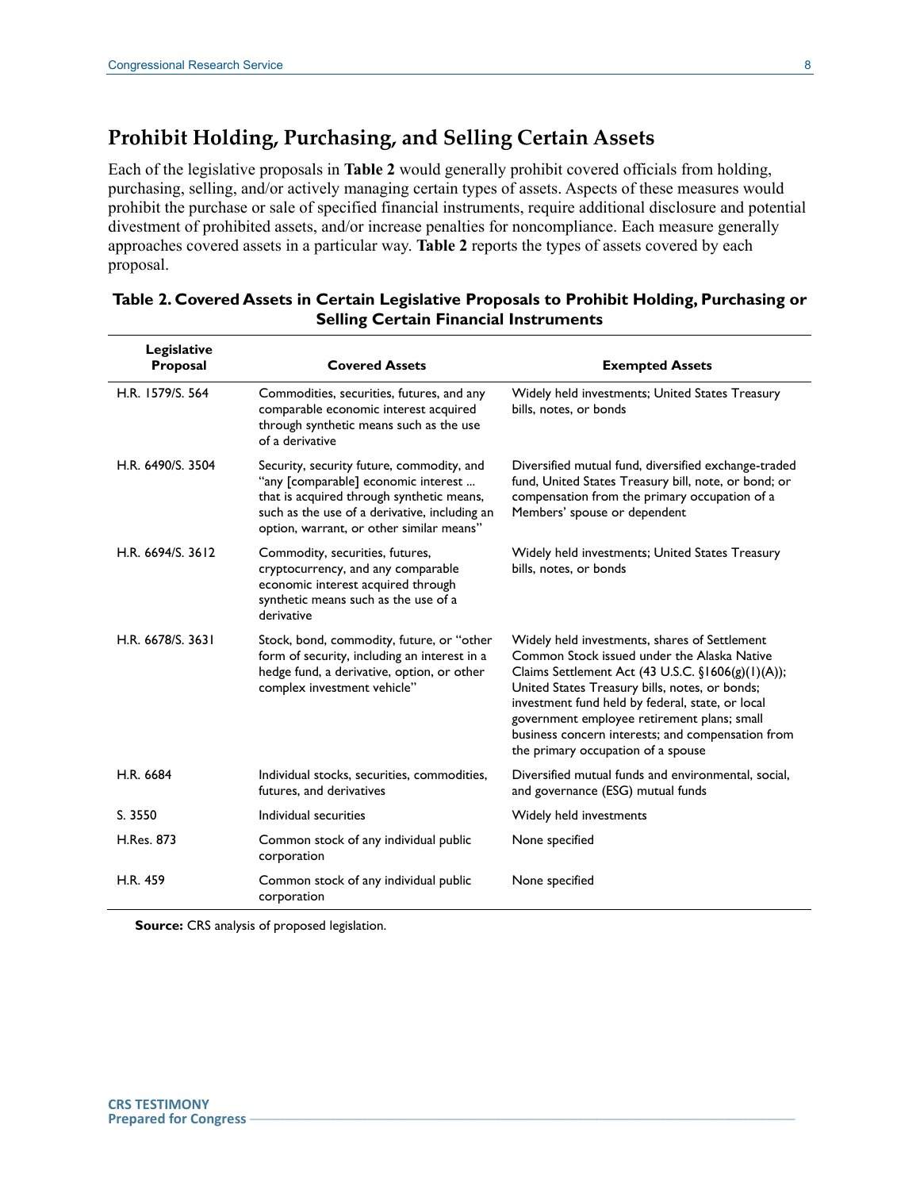## Prohibit Holding, Purchasing, and Selling Certain Assets

Each of the legislative proposals in **Table 2** would generally prohibit covered officials from holding, purchasing, selling, and/or actively managing certain types of assets. Aspects of these measures would prohibit the purchase or sale of specified financial instruments, require additional disclosure and potential divestment of prohibited assets, and/or increase penalties for noncompliance. Each measure generally approaches covered assets in a particular way. **Table 2** reports the types of assets covered by each proposal.

**Table 2. Covered Assets in Certain Legislative Proposals to Prohibit Holding, Purchasing or Selling Certain Financial Instruments**

| Legislative Proposal | Covered Assets | Exempted Assets |
|---|---|---|
| H.R. 1579/S. 564 | Commodities, securities, futures, and any comparable economic interest acquired through synthetic means such as the use of a derivative | Widely held investments; United States Treasury bills, notes, or bonds |
| H.R. 6490/S. 3504 | Security, security future, commodity, and "any [comparable] economic interest ... that is acquired through synthetic means, such as the use of a derivative, including an option, warrant, or other similar means" | Diversified mutual fund, diversified exchange-traded fund, United States Treasury bill, note, or bond; or compensation from the primary occupation of a Members' spouse or dependent |
| H.R. 6694/S. 3612 | Commodity, securities, futures, cryptocurrency, and any comparable economic interest acquired through synthetic means such as the use of a derivative | Widely held investments; United States Treasury bills, notes, or bonds |
| H.R. 6678/S. 3631 | Stock, bond, commodity, future, or "other form of security, including an interest in a hedge fund, a derivative, option, or other complex investment vehicle" | Widely held investments, shares of Settlement Common Stock issued under the Alaska Native Claims Settlement Act (43 U.S.C. §1606(g)(1)(A)); United States Treasury bills, notes, or bonds; investment fund held by federal, state, or local government employee retirement plans; small business concern interests; and compensation from the primary occupation of a spouse |
| H.R. 6684 | Individual stocks, securities, commodities, futures, and derivatives | Diversified mutual funds and environmental, social, and governance (ESG) mutual funds |
| S. 3550 | Individual securities | Widely held investments |
| H.Res. 873 | Common stock of any individual public corporation | None specified |
| H.R. 459 | Common stock of any individual public corporation | None specified |

**Source:** CRS analysis of proposed legislation.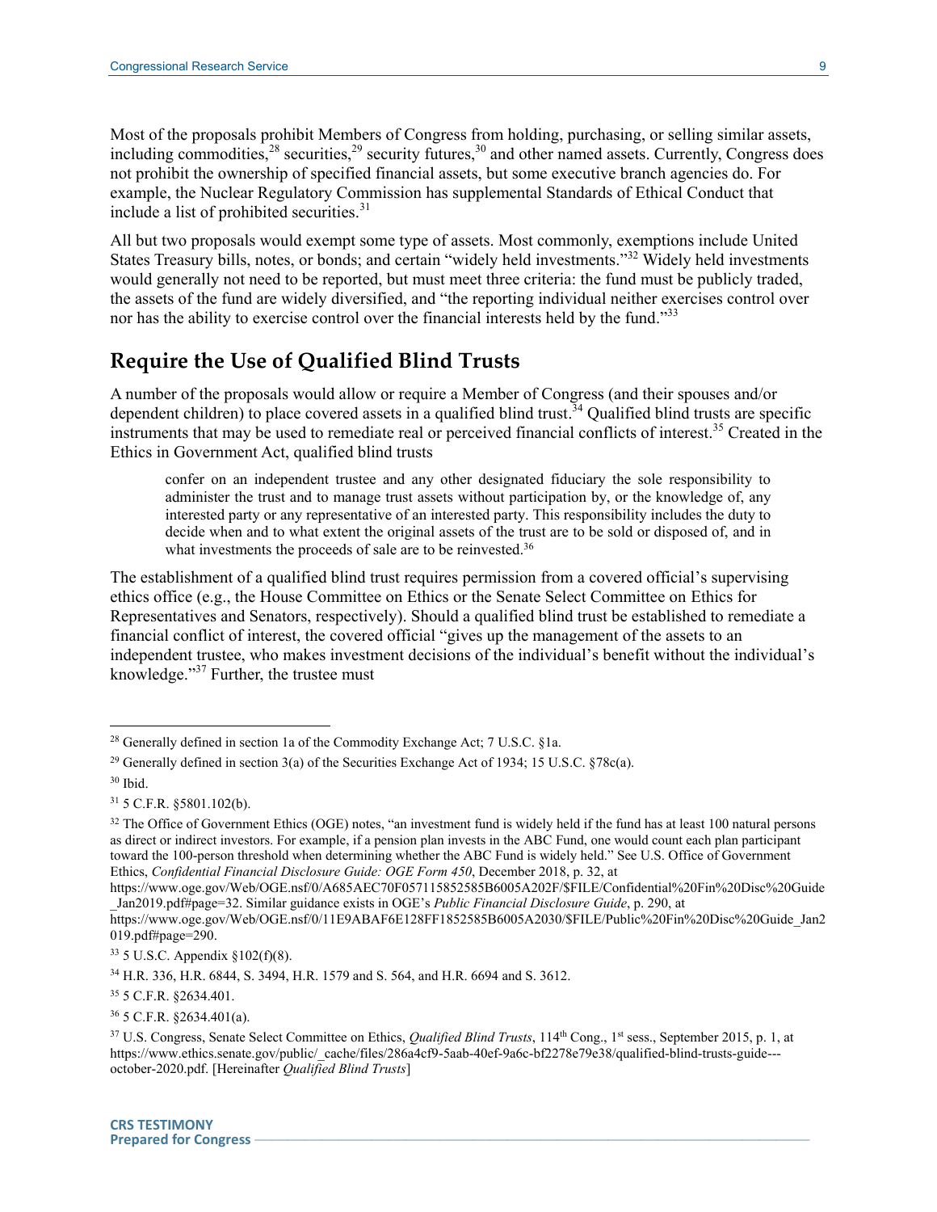Most of the proposals prohibit Members of Congress from holding, purchasing, or selling similar assets, including commodities,[28] securities,[29] security futures,[30] and other named assets. Currently, Congress does not prohibit the ownership of specified financial assets, but some executive branch agencies do. For example, the Nuclear Regulatory Commission has supplemental Standards of Ethical Conduct that include a list of prohibited securities.[31]

All but two proposals would exempt some type of assets. Most commonly, exemptions include United States Treasury bills, notes, or bonds; and certain "widely held investments."[32] Widely held investments would generally not need to be reported, but must meet three criteria: the fund must be publicly traded, the assets of the fund are widely diversified, and "the reporting individual neither exercises control over nor has the ability to exercise control over the financial interests held by the fund."[33]

## Require the Use of Qualified Blind Trusts

A number of the proposals would allow or require a Member of Congress (and their spouses and/or dependent children) to place covered assets in a qualified blind trust.[34] Qualified blind trusts are specific instruments that may be used to remediate real or perceived financial conflicts of interest.[35] Created in the Ethics in Government Act, qualified blind trusts

> confer on an independent trustee and any other designated fiduciary the sole responsibility to administer the trust and to manage trust assets without participation by, or the knowledge of, any interested party or any representative of an interested party. This responsibility includes the duty to decide when and to what extent the original assets of the trust are to be sold or disposed of, and in what investments the proceeds of sale are to be reinvested.[36]

The establishment of a qualified blind trust requires permission from a covered official's supervising ethics office (e.g., the House Committee on Ethics or the Senate Select Committee on Ethics for Representatives and Senators, respectively). Should a qualified blind trust be established to remediate a financial conflict of interest, the covered official "gives up the management of the assets to an independent trustee, who makes investment decisions of the individual's benefit without the individual's knowledge."[37] Further, the trustee must

---

[28] Generally defined in section 1a of the Commodity Exchange Act; 7 U.S.C. §1a.

[29] Generally defined in section 3(a) of the Securities Exchange Act of 1934; 15 U.S.C. §78c(a).

[30] Ibid.

[31] 5 C.F.R. §5801.102(b).

[32] The Office of Government Ethics (OGE) notes, "an investment fund is widely held if the fund has at least 100 natural persons as direct or indirect investors. For example, if a pension plan invests in the ABC Fund, one would count each plan participant toward the 100-person threshold when determining whether the ABC Fund is widely held." See U.S. Office of Government Ethics, *Confidential Financial Disclosure Guide: OGE Form 450*, December 2018, p. 32, at https://www.oge.gov/Web/OGE.nsf/0/A685AEC70F057115852585B6005A202F/$FILE/Confidential%20Fin%20Disc%20Guide_Jan2019.pdf#page=32. Similar guidance exists in OGE's *Public Financial Disclosure Guide*, p. 290, at https://www.oge.gov/Web/OGE.nsf/0/11E9ABAF6E128FF1852585B6005A2030/$FILE/Public%20Fin%20Disc%20Guide_Jan2019.pdf#page=290.

[33] 5 U.S.C. Appendix §102(f)(8).

[34] H.R. 336, H.R. 6844, S. 3494, H.R. 1579 and S. 564, and H.R. 6694 and S. 3612.

[35] 5 C.F.R. §2634.401.

[36] 5 C.F.R. §2634.401(a).

[37] U.S. Congress, Senate Select Committee on Ethics, *Qualified Blind Trusts*, 114th Cong., 1st sess., September 2015, p. 1, at https://www.ethics.senate.gov/public/_cache/files/286a4cf9-5aab-40ef-9a6c-bf2278e79e38/qualified-blind-trusts-guide---october-2020.pdf. [Hereinafter *Qualified Blind Trusts*]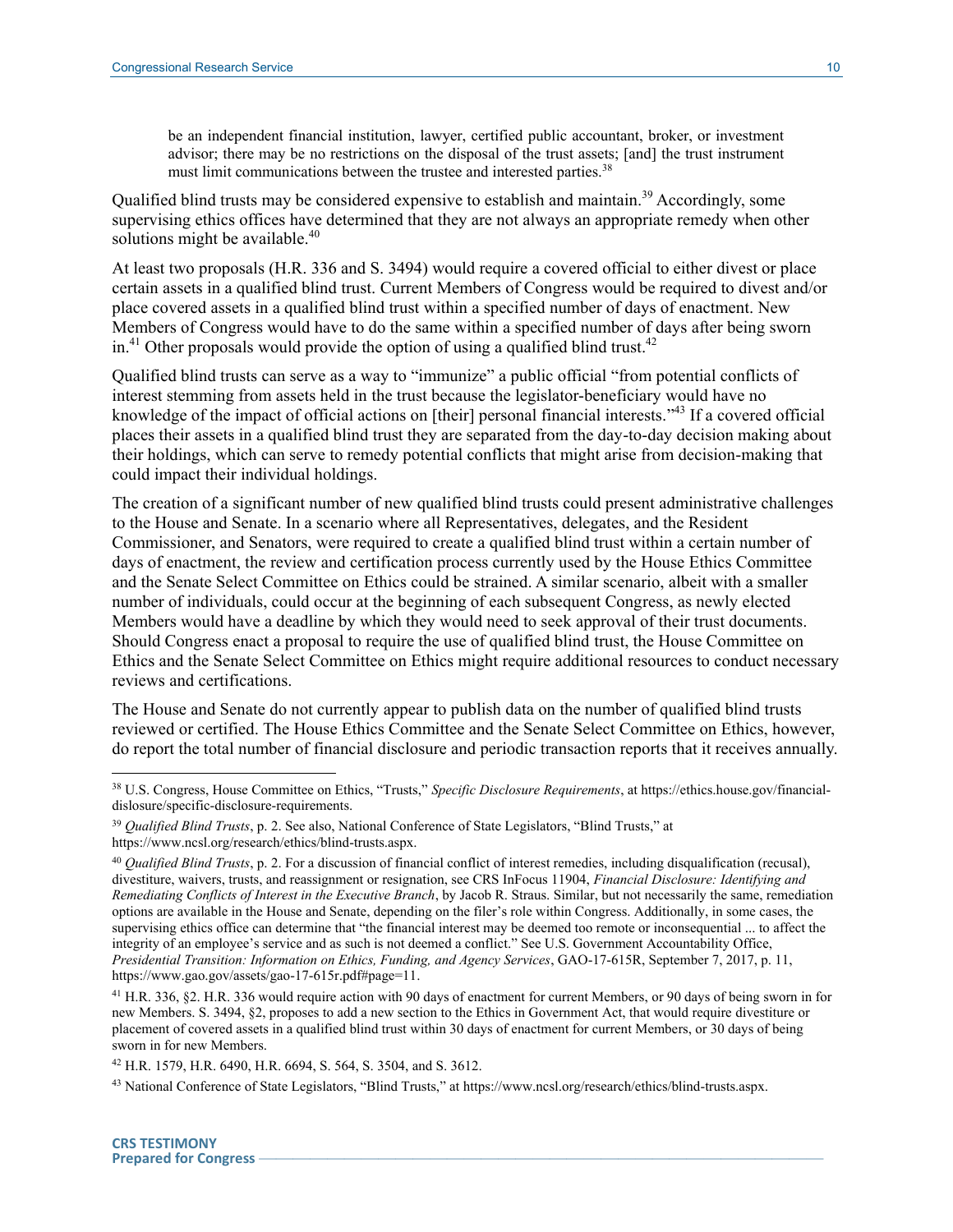> be an independent financial institution, lawyer, certified public accountant, broker, or investment advisor; there may be no restrictions on the disposal of the trust assets; [and] the trust instrument must limit communications between the trustee and interested parties.[38]

Qualified blind trusts may be considered expensive to establish and maintain.[39] Accordingly, some supervising ethics offices have determined that they are not always an appropriate remedy when other solutions might be available.[40]

At least two proposals (H.R. 336 and S. 3494) would require a covered official to either divest or place certain assets in a qualified blind trust. Current Members of Congress would be required to divest and/or place covered assets in a qualified blind trust within a specified number of days of enactment. New Members of Congress would have to do the same within a specified number of days after being sworn in.[41] Other proposals would provide the option of using a qualified blind trust.[42]

Qualified blind trusts can serve as a way to "immunize" a public official "from potential conflicts of interest stemming from assets held in the trust because the legislator-beneficiary would have no knowledge of the impact of official actions on [their] personal financial interests."[43] If a covered official places their assets in a qualified blind trust they are separated from the day-to-day decision making about their holdings, which can serve to remedy potential conflicts that might arise from decision-making that could impact their individual holdings.

The creation of a significant number of new qualified blind trusts could present administrative challenges to the House and Senate. In a scenario where all Representatives, delegates, and the Resident Commissioner, and Senators, were required to create a qualified blind trust within a certain number of days of enactment, the review and certification process currently used by the House Ethics Committee and the Senate Select Committee on Ethics could be strained. A similar scenario, albeit with a smaller number of individuals, could occur at the beginning of each subsequent Congress, as newly elected Members would have a deadline by which they would need to seek approval of their trust documents. Should Congress enact a proposal to require the use of qualified blind trust, the House Committee on Ethics and the Senate Select Committee on Ethics might require additional resources to conduct necessary reviews and certifications.

The House and Senate do not currently appear to publish data on the number of qualified blind trusts reviewed or certified. The House Ethics Committee and the Senate Select Committee on Ethics, however, do report the total number of financial disclosure and periodic transaction reports that it receives annually.

---

[38] U.S. Congress, House Committee on Ethics, "Trusts," *Specific Disclosure Requirements*, at https://ethics.house.gov/financial-dislosure/specific-disclosure-requirements.

[39] *Qualified Blind Trusts*, p. 2. See also, National Conference of State Legislators, "Blind Trusts," at https://www.ncsl.org/research/ethics/blind-trusts.aspx.

[40] *Qualified Blind Trusts*, p. 2. For a discussion of financial conflict of interest remedies, including disqualification (recusal), divestiture, waivers, trusts, and reassignment or resignation, see CRS InFocus 11904, *Financial Disclosure: Identifying and Remediating Conflicts of Interest in the Executive Branch*, by Jacob R. Straus. Similar, but not necessarily the same, remediation options are available in the House and Senate, depending on the filer's role within Congress. Additionally, in some cases, the supervising ethics office can determine that "the financial interest may be deemed too remote or inconsequential ... to affect the integrity of an employee's service and as such is not deemed a conflict." See U.S. Government Accountability Office, *Presidential Transition: Information on Ethics, Funding, and Agency Services*, GAO-17-615R, September 7, 2017, p. 11, https://www.gao.gov/assets/gao-17-615r.pdf#page=11.

[41] H.R. 336, §2. H.R. 336 would require action with 90 days of enactment for current Members, or 90 days of being sworn in for new Members. S. 3494, §2, proposes to add a new section to the Ethics in Government Act, that would require divestiture or placement of covered assets in a qualified blind trust within 30 days of enactment for current Members, or 30 days of being sworn in for new Members.

[42] H.R. 1579, H.R. 6490, H.R. 6694, S. 564, S. 3504, and S. 3612.

[43] National Conference of State Legislators, "Blind Trusts," at https://www.ncsl.org/research/ethics/blind-trusts.aspx.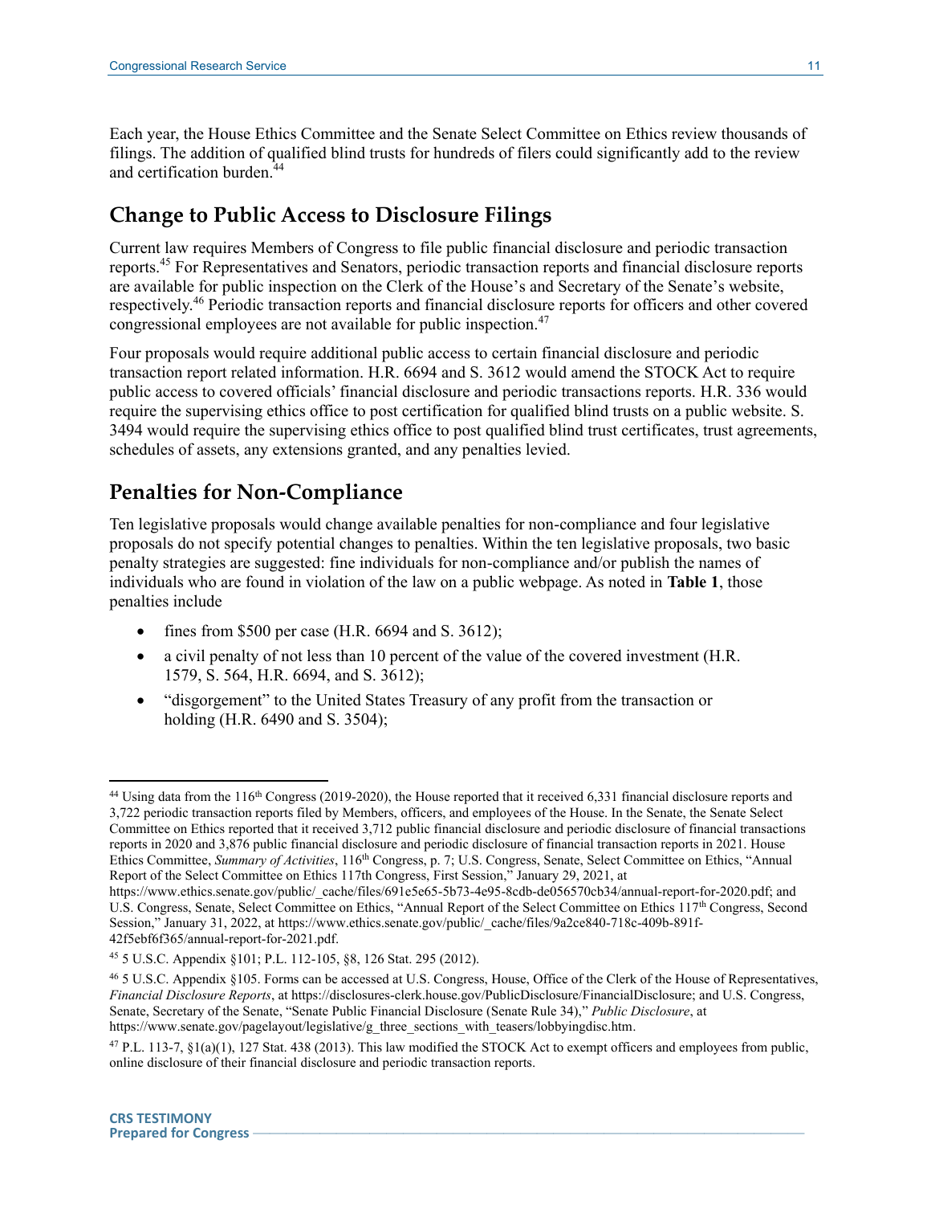Each year, the House Ethics Committee and the Senate Select Committee on Ethics review thousands of filings. The addition of qualified blind trusts for hundreds of filers could significantly add to the review and certification burden.[44]

## Change to Public Access to Disclosure Filings

Current law requires Members of Congress to file public financial disclosure and periodic transaction reports.[45] For Representatives and Senators, periodic transaction reports and financial disclosure reports are available for public inspection on the Clerk of the House's and Secretary of the Senate's website, respectively.[46] Periodic transaction reports and financial disclosure reports for officers and other covered congressional employees are not available for public inspection.[47]

Four proposals would require additional public access to certain financial disclosure and periodic transaction report related information. H.R. 6694 and S. 3612 would amend the STOCK Act to require public access to covered officials' financial disclosure and periodic transactions reports. H.R. 336 would require the supervising ethics office to post certification for qualified blind trusts on a public website. S. 3494 would require the supervising ethics office to post qualified blind trust certificates, trust agreements, schedules of assets, any extensions granted, and any penalties levied.

## Penalties for Non-Compliance

Ten legislative proposals would change available penalties for non-compliance and four legislative proposals do not specify potential changes to penalties. Within the ten legislative proposals, two basic penalty strategies are suggested: fine individuals for non-compliance and/or publish the names of individuals who are found in violation of the law on a public webpage. As noted in **Table 1**, those penalties include

- fines from $500 per case (H.R. 6694 and S. 3612);
- a civil penalty of not less than 10 percent of the value of the covered investment (H.R. 1579, S. 564, H.R. 6694, and S. 3612);
- "disgorgement" to the United States Treasury of any profit from the transaction or holding (H.R. 6490 and S. 3504);

---

[44] Using data from the 116th Congress (2019-2020), the House reported that it received 6,331 financial disclosure reports and 3,722 periodic transaction reports filed by Members, officers, and employees of the House. In the Senate, the Senate Select Committee on Ethics reported that it received 3,712 public financial disclosure and periodic disclosure of financial transactions reports in 2020 and 3,876 public financial disclosure and periodic disclosure of financial transaction reports in 2021. House Ethics Committee, *Summary of Activities*, 116th Congress, p. 7; U.S. Congress, Senate, Select Committee on Ethics, "Annual Report of the Select Committee on Ethics 117th Congress, First Session," January 29, 2021, at https://www.ethics.senate.gov/public/_cache/files/691e5e65-5b73-4e95-8cdb-de056570cb34/annual-report-for-2020.pdf; and U.S. Congress, Senate, Select Committee on Ethics, "Annual Report of the Select Committee on Ethics 117th Congress, Second Session," January 31, 2022, at https://www.ethics.senate.gov/public/_cache/files/9a2ce840-718c-409b-891f-42f5ebf6f365/annual-report-for-2021.pdf.

[45] 5 U.S.C. Appendix §101; P.L. 112-105, §8, 126 Stat. 295 (2012).

[46] 5 U.S.C. Appendix §105. Forms can be accessed at U.S. Congress, House, Office of the Clerk of the House of Representatives, *Financial Disclosure Reports*, at https://disclosures-clerk.house.gov/PublicDisclosure/FinancialDisclosure; and U.S. Congress, Senate, Secretary of the Senate, "Senate Public Financial Disclosure (Senate Rule 34)," *Public Disclosure*, at https://www.senate.gov/pagelayout/legislative/g_three_sections_with_teasers/lobbyingdisc.htm.

[47] P.L. 113-7, §1(a)(1), 127 Stat. 438 (2013). This law modified the STOCK Act to exempt officers and employees from public, online disclosure of their financial disclosure and periodic transaction reports.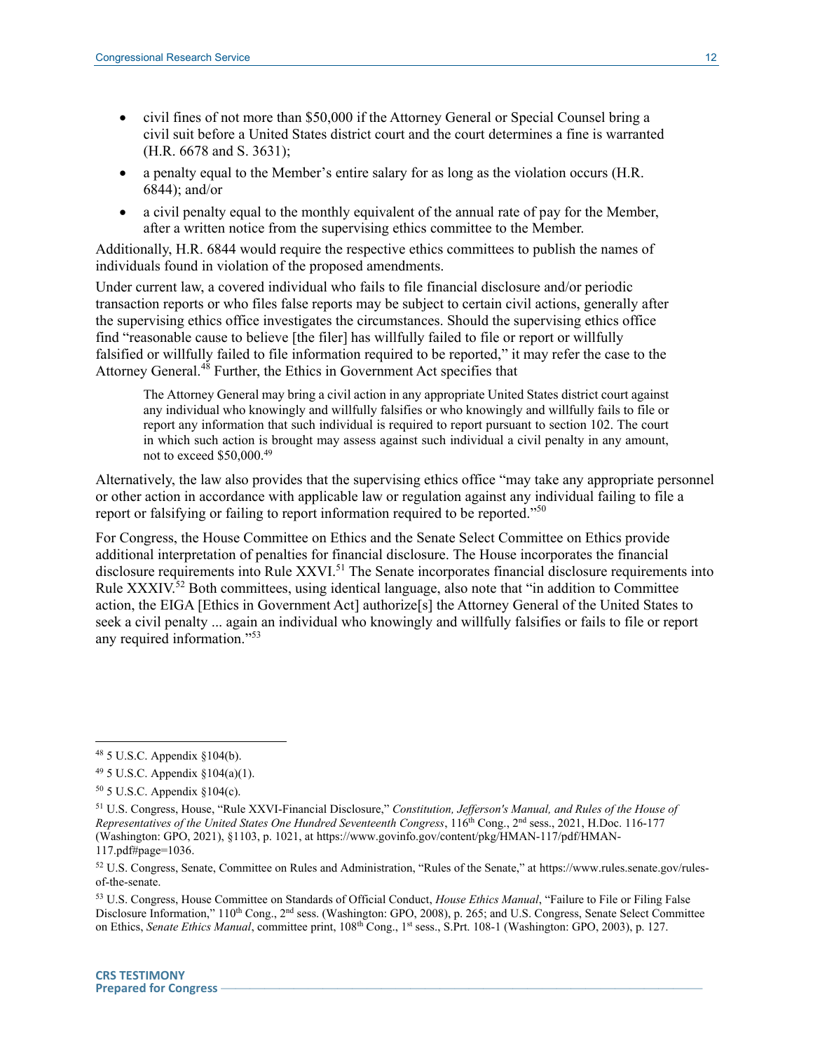- civil fines of not more than $50,000 if the Attorney General or Special Counsel bring a civil suit before a United States district court and the court determines a fine is warranted (H.R. 6678 and S. 3631);
- a penalty equal to the Member's entire salary for as long as the violation occurs (H.R. 6844); and/or
- a civil penalty equal to the monthly equivalent of the annual rate of pay for the Member, after a written notice from the supervising ethics committee to the Member.

Additionally, H.R. 6844 would require the respective ethics committees to publish the names of individuals found in violation of the proposed amendments.

Under current law, a covered individual who fails to file financial disclosure and/or periodic transaction reports or who files false reports may be subject to certain civil actions, generally after the supervising ethics office investigates the circumstances. Should the supervising ethics office find "reasonable cause to believe [the filer] has willfully failed to file or report or willfully falsified or willfully failed to file information required to be reported," it may refer the case to the Attorney General.[48] Further, the Ethics in Government Act specifies that

> The Attorney General may bring a civil action in any appropriate United States district court against any individual who knowingly and willfully falsifies or who knowingly and willfully fails to file or report any information that such individual is required to report pursuant to section 102. The court in which such action is brought may assess against such individual a civil penalty in any amount, not to exceed $50,000.[49]

Alternatively, the law also provides that the supervising ethics office "may take any appropriate personnel or other action in accordance with applicable law or regulation against any individual failing to file a report or falsifying or failing to report information required to be reported."[50]

For Congress, the House Committee on Ethics and the Senate Select Committee on Ethics provide additional interpretation of penalties for financial disclosure. The House incorporates the financial disclosure requirements into Rule XXVI.[51] The Senate incorporates financial disclosure requirements into Rule XXXIV.[52] Both committees, using identical language, also note that "in addition to Committee action, the EIGA [Ethics in Government Act] authorize[s] the Attorney General of the United States to seek a civil penalty ... again an individual who knowingly and willfully falsifies or fails to file or report any required information."[53]

---

[48] 5 U.S.C. Appendix §104(b).

[49] 5 U.S.C. Appendix §104(a)(1).

[50] 5 U.S.C. Appendix §104(c).

[51] U.S. Congress, House, "Rule XXVI-Financial Disclosure," *Constitution, Jefferson's Manual, and Rules of the House of Representatives of the United States One Hundred Seventeenth Congress*, 116th Cong., 2nd sess., 2021, H.Doc. 116-177 (Washington: GPO, 2021), §1103, p. 1021, at https://www.govinfo.gov/content/pkg/HMAN-117/pdf/HMAN-117.pdf#page=1036.

[52] U.S. Congress, Senate, Committee on Rules and Administration, "Rules of the Senate," at https://www.rules.senate.gov/rules-of-the-senate.

[53] U.S. Congress, House Committee on Standards of Official Conduct, *House Ethics Manual*, "Failure to File or Filing False Disclosure Information," 110th Cong., 2nd sess. (Washington: GPO, 2008), p. 265; and U.S. Congress, Senate Select Committee on Ethics, *Senate Ethics Manual*, committee print, 108th Cong., 1st sess., S.Prt. 108-1 (Washington: GPO, 2003), p. 127.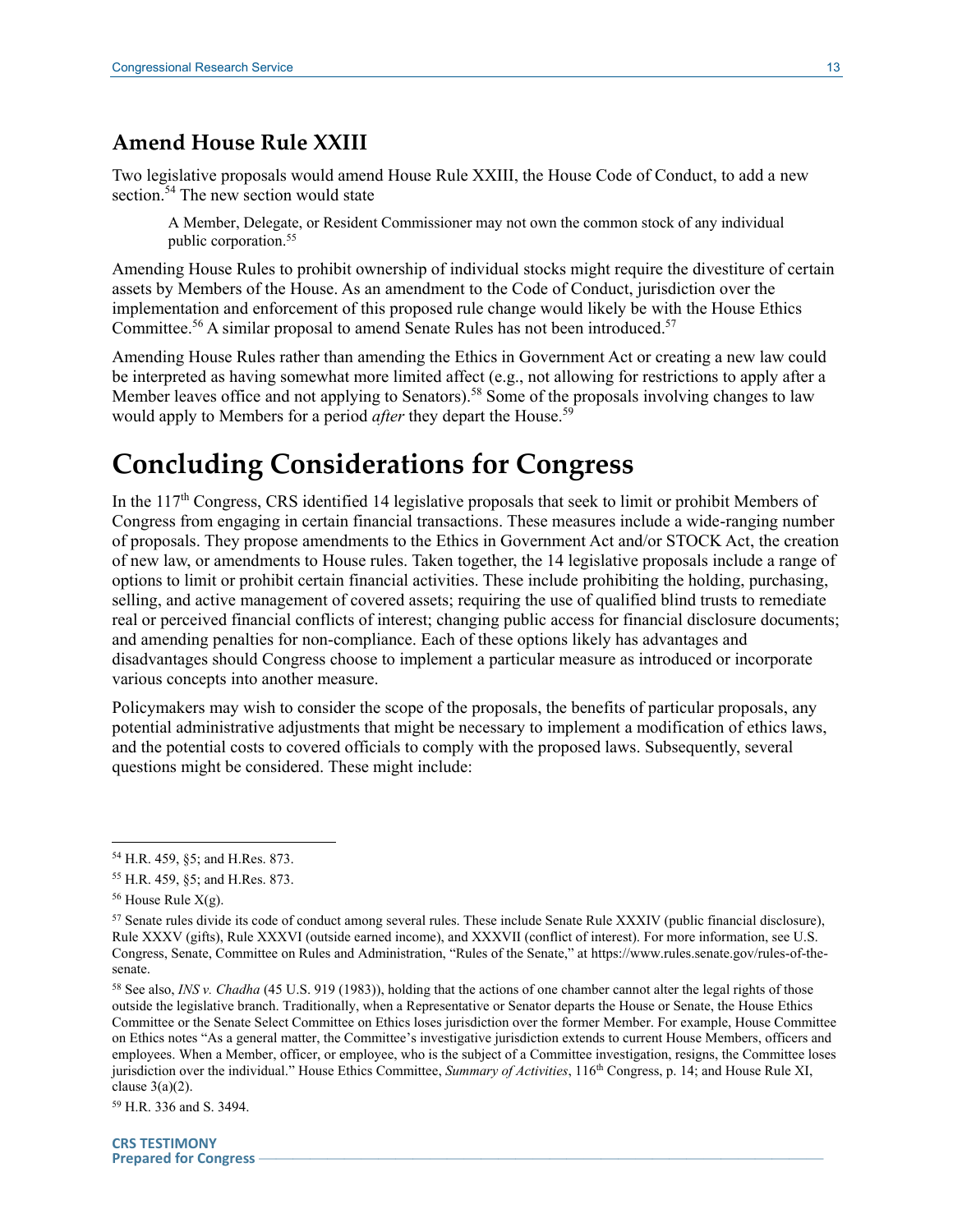### Amend House Rule XXIII

Two legislative proposals would amend House Rule XXIII, the House Code of Conduct, to add a new section.[54] The new section would state

> A Member, Delegate, or Resident Commissioner may not own the common stock of any individual public corporation.[55]

Amending House Rules to prohibit ownership of individual stocks might require the divestiture of certain assets by Members of the House. As an amendment to the Code of Conduct, jurisdiction over the implementation and enforcement of this proposed rule change would likely be with the House Ethics Committee.[56] A similar proposal to amend Senate Rules has not been introduced.[57]

Amending House Rules rather than amending the Ethics in Government Act or creating a new law could be interpreted as having somewhat more limited affect (e.g., not allowing for restrictions to apply after a Member leaves office and not applying to Senators).[58] Some of the proposals involving changes to law would apply to Members for a period *after* they depart the House.[59]

## Concluding Considerations for Congress

In the 117th Congress, CRS identified 14 legislative proposals that seek to limit or prohibit Members of Congress from engaging in certain financial transactions. These measures include a wide-ranging number of proposals. They propose amendments to the Ethics in Government Act and/or STOCK Act, the creation of new law, or amendments to House rules. Taken together, the 14 legislative proposals include a range of options to limit or prohibit certain financial activities. These include prohibiting the holding, purchasing, selling, and active management of covered assets; requiring the use of qualified blind trusts to remediate real or perceived financial conflicts of interest; changing public access for financial disclosure documents; and amending penalties for non-compliance. Each of these options likely has advantages and disadvantages should Congress choose to implement a particular measure as introduced or incorporate various concepts into another measure.

Policymakers may wish to consider the scope of the proposals, the benefits of particular proposals, any potential administrative adjustments that might be necessary to implement a modification of ethics laws, and the potential costs to covered officials to comply with the proposed laws. Subsequently, several questions might be considered. These might include:

---

[54] H.R. 459, §5; and H.Res. 873.

[55] H.R. 459, §5; and H.Res. 873.

[56] House Rule X(g).

[57] Senate rules divide its code of conduct among several rules. These include Senate Rule XXXIV (public financial disclosure), Rule XXXV (gifts), Rule XXXVI (outside earned income), and XXXVII (conflict of interest). For more information, see U.S. Congress, Senate, Committee on Rules and Administration, "Rules of the Senate," at https://www.rules.senate.gov/rules-of-the-senate.

[58] See also, *INS v. Chadha* (45 U.S. 919 (1983)), holding that the actions of one chamber cannot alter the legal rights of those outside the legislative branch. Traditionally, when a Representative or Senator departs the House or Senate, the House Ethics Committee or the Senate Select Committee on Ethics loses jurisdiction over the former Member. For example, House Committee on Ethics notes "As a general matter, the Committee's investigative jurisdiction extends to current House Members, officers and employees. When a Member, officer, or employee, who is the subject of a Committee investigation, resigns, the Committee loses jurisdiction over the individual." House Ethics Committee, *Summary of Activities*, 116th Congress, p. 14; and House Rule XI, clause 3(a)(2).

[59] H.R. 336 and S. 3494.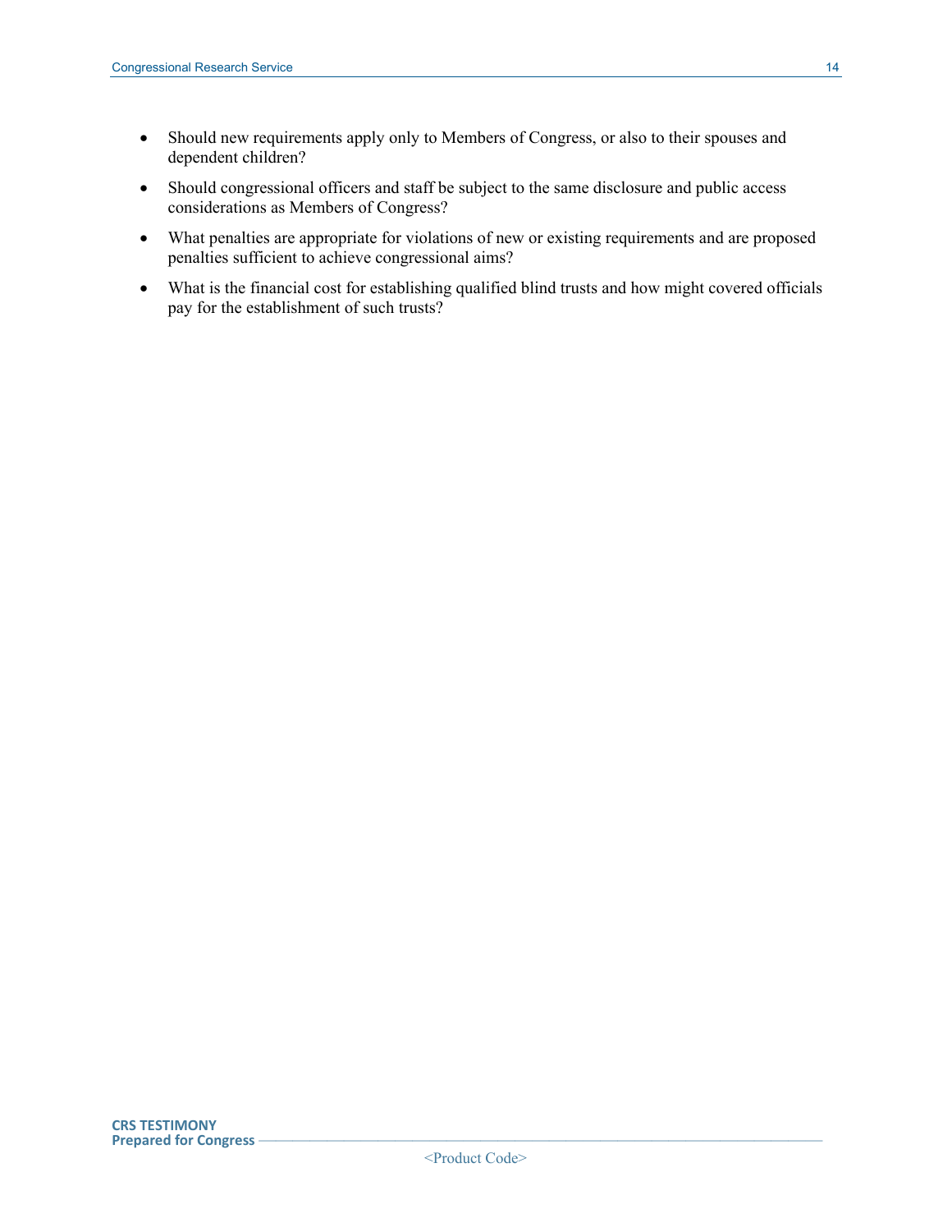- Should new requirements apply only to Members of Congress, or also to their spouses and dependent children?
- Should congressional officers and staff be subject to the same disclosure and public access considerations as Members of Congress?
- What penalties are appropriate for violations of new or existing requirements and are proposed penalties sufficient to achieve congressional aims?
- What is the financial cost for establishing qualified blind trusts and how might covered officials pay for the establishment of such trusts?